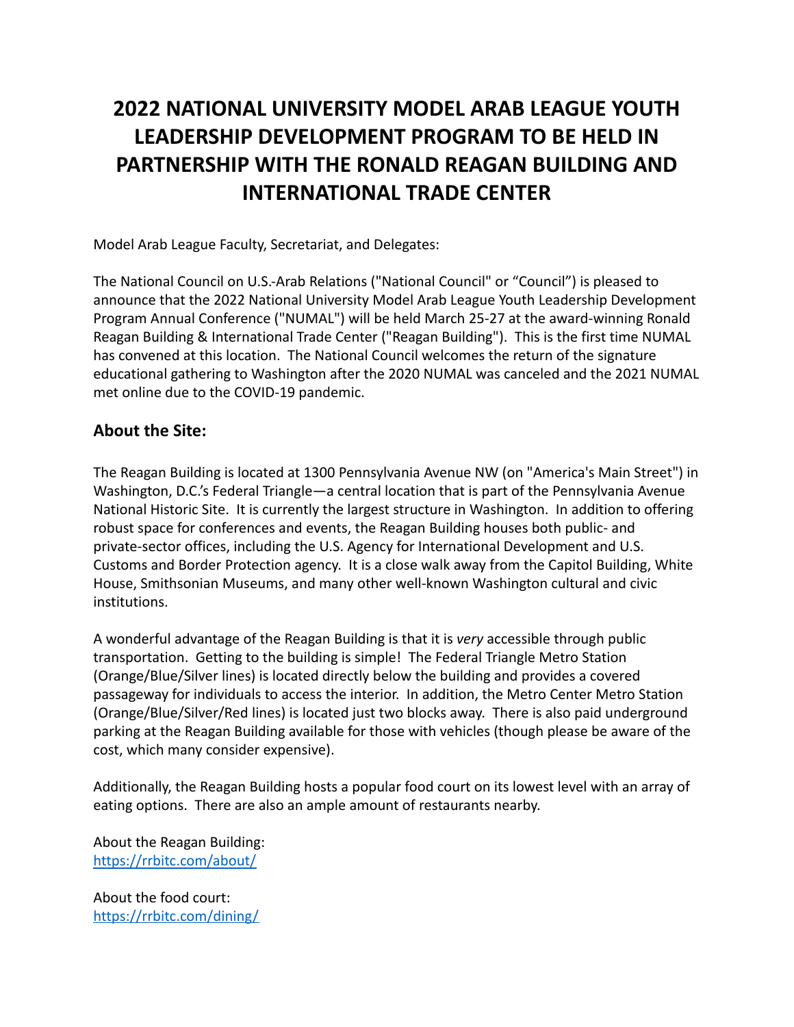# 2022 NATIONAL UNIVERSITY MODEL ARAB LEAGUE YOUTH LEADERSHIP DEVELOPMENT PROGRAM TO BE HELD IN PARTNERSHIP WITH THE RONALD REAGAN BUILDING AND INTERNATIONAL TRADE CENTER

Model Arab League Faculty, Secretariat, and Delegates:

The National Council on U.S.-Arab Relations ("National Council" or "Council") is pleased to announce that the 2022 National University Model Arab League Youth Leadership Development Program Annual Conference ("NUMAL") will be held March 25-27 at the award-winning Ronald Reagan Building & International Trade Center ("Reagan Building"). This is the first time NUMAL has convened at this location. The National Council welcomes the return of the signature educational gathering to Washington after the 2020 NUMAL was canceled and the 2021 NUMAL met online due to the COVID-19 pandemic.

## About the Site:

The Reagan Building is located at 1300 Pennsylvania Avenue NW (on "America's Main Street") in Washington, D.C.'s Federal Triangle—a central location that is part of the Pennsylvania Avenue National Historic Site. It is currently the largest structure in Washington. In addition to offering robust space for conferences and events, the Reagan Building houses both public- and private-sector offices, including the U.S. Agency for International Development and U.S. Customs and Border Protection agency. It is a close walk away from the Capitol Building, White House, Smithsonian Museums, and many other well-known Washington cultural and civic institutions.

A wonderful advantage of the Reagan Building is that it is *very* accessible through public transportation. Getting to the building is simple! The Federal Triangle Metro Station (Orange/Blue/Silver lines) is located directly below the building and provides a covered passageway for individuals to access the interior. In addition, the Metro Center Metro Station (Orange/Blue/Silver/Red lines) is located just two blocks away. There is also paid underground parking at the Reagan Building available for those with vehicles (though please be aware of the cost, which many consider expensive).

Additionally, the Reagan Building hosts a popular food court on its lowest level with an array of eating options. There are also an ample amount of restaurants nearby.

About the Reagan Building:
[https://rrbitc.com/about/](https://rrbitc.com/about/)

About the food court:
[https://rrbitc.com/dining/](https://rrbitc.com/dining/)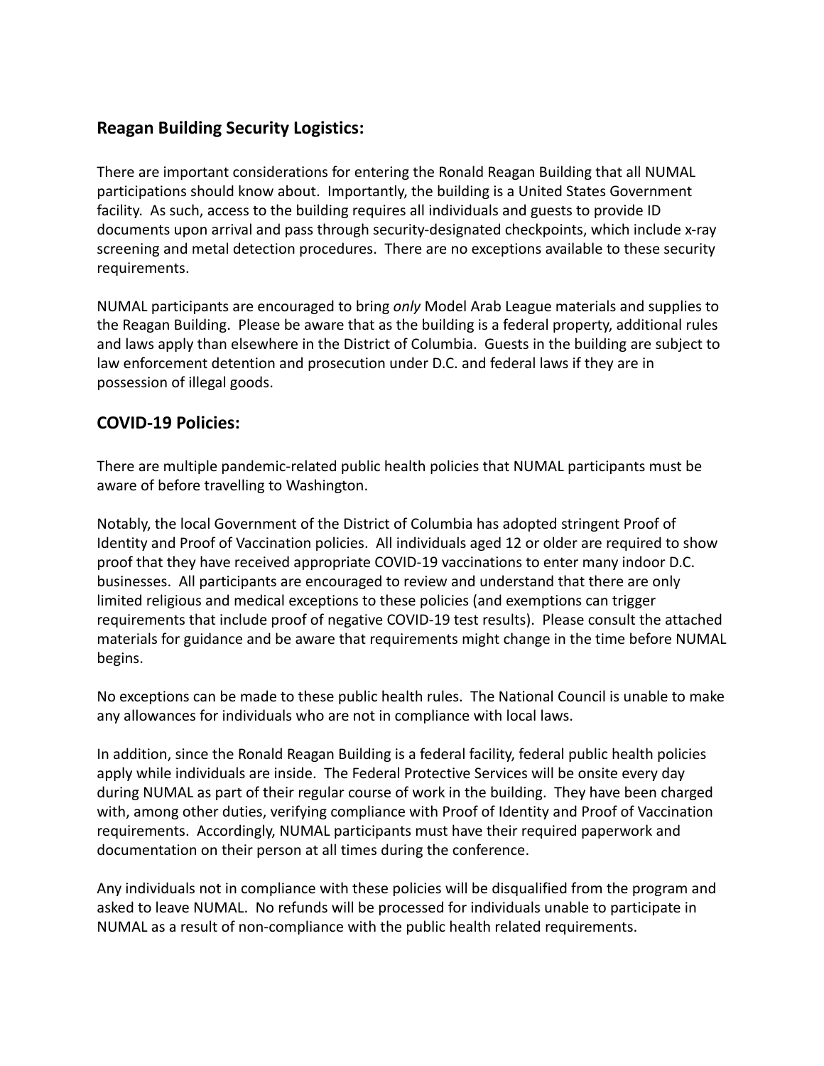## Reagan Building Security Logistics:

There are important considerations for entering the Ronald Reagan Building that all NUMAL participations should know about. Importantly, the building is a United States Government facility. As such, access to the building requires all individuals and guests to provide ID documents upon arrival and pass through security-designated checkpoints, which include x-ray screening and metal detection procedures. There are no exceptions available to these security requirements.

NUMAL participants are encouraged to bring *only* Model Arab League materials and supplies to the Reagan Building. Please be aware that as the building is a federal property, additional rules and laws apply than elsewhere in the District of Columbia. Guests in the building are subject to law enforcement detention and prosecution under D.C. and federal laws if they are in possession of illegal goods.

## COVID-19 Policies:

There are multiple pandemic-related public health policies that NUMAL participants must be aware of before travelling to Washington.

Notably, the local Government of the District of Columbia has adopted stringent Proof of Identity and Proof of Vaccination policies. All individuals aged 12 or older are required to show proof that they have received appropriate COVID-19 vaccinations to enter many indoor D.C. businesses. All participants are encouraged to review and understand that there are only limited religious and medical exceptions to these policies (and exemptions can trigger requirements that include proof of negative COVID-19 test results). Please consult the attached materials for guidance and be aware that requirements might change in the time before NUMAL begins.

No exceptions can be made to these public health rules. The National Council is unable to make any allowances for individuals who are not in compliance with local laws.

In addition, since the Ronald Reagan Building is a federal facility, federal public health policies apply while individuals are inside. The Federal Protective Services will be onsite every day during NUMAL as part of their regular course of work in the building. They have been charged with, among other duties, verifying compliance with Proof of Identity and Proof of Vaccination requirements. Accordingly, NUMAL participants must have their required paperwork and documentation on their person at all times during the conference.

Any individuals not in compliance with these policies will be disqualified from the program and asked to leave NUMAL. No refunds will be processed for individuals unable to participate in NUMAL as a result of non-compliance with the public health related requirements.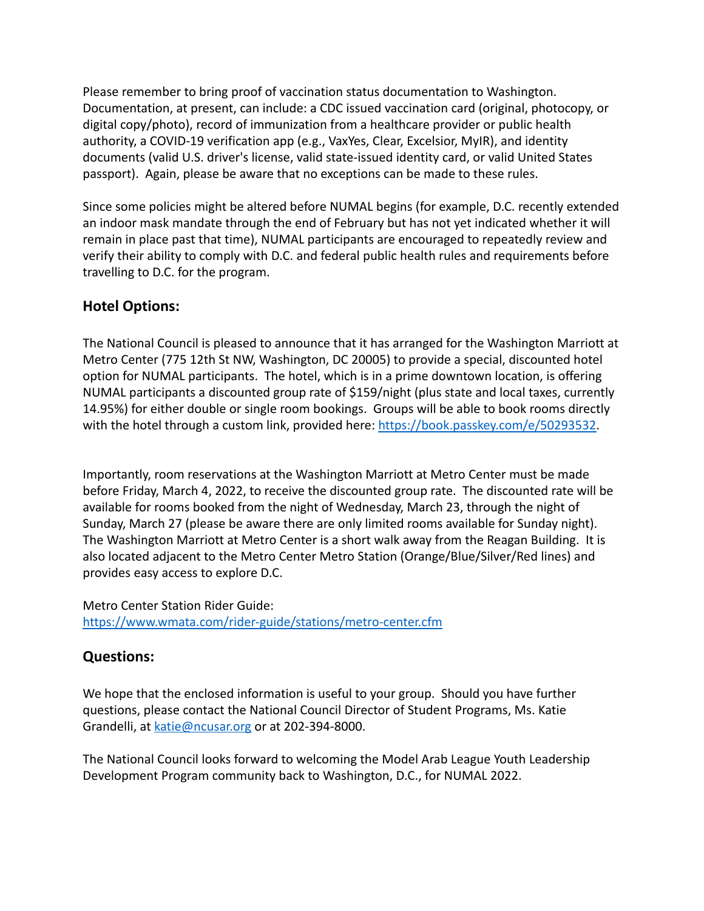Please remember to bring proof of vaccination status documentation to Washington. Documentation, at present, can include: a CDC issued vaccination card (original, photocopy, or digital copy/photo), record of immunization from a healthcare provider or public health authority, a COVID-19 verification app (e.g., VaxYes, Clear, Excelsior, MyIR), and identity documents (valid U.S. driver's license, valid state-issued identity card, or valid United States passport). Again, please be aware that no exceptions can be made to these rules.

Since some policies might be altered before NUMAL begins (for example, D.C. recently extended an indoor mask mandate through the end of February but has not yet indicated whether it will remain in place past that time), NUMAL participants are encouraged to repeatedly review and verify their ability to comply with D.C. and federal public health rules and requirements before travelling to D.C. for the program.

## Hotel Options:

The National Council is pleased to announce that it has arranged for the Washington Marriott at Metro Center (775 12th St NW, Washington, DC 20005) to provide a special, discounted hotel option for NUMAL participants. The hotel, which is in a prime downtown location, is offering NUMAL participants a discounted group rate of $159/night (plus state and local taxes, currently 14.95%) for either double or single room bookings. Groups will be able to book rooms directly with the hotel through a custom link, provided here: [https://book.passkey.com/e/50293532](https://book.passkey.com/e/50293532).

Importantly, room reservations at the Washington Marriott at Metro Center must be made before Friday, March 4, 2022, to receive the discounted group rate. The discounted rate will be available for rooms booked from the night of Wednesday, March 23, through the night of Sunday, March 27 (please be aware there are only limited rooms available for Sunday night). The Washington Marriott at Metro Center is a short walk away from the Reagan Building. It is also located adjacent to the Metro Center Metro Station (Orange/Blue/Silver/Red lines) and provides easy access to explore D.C.

Metro Center Station Rider Guide:
[https://www.wmata.com/rider-guide/stations/metro-center.cfm](https://www.wmata.com/rider-guide/stations/metro-center.cfm)

## Questions:

We hope that the enclosed information is useful to your group. Should you have further questions, please contact the National Council Director of Student Programs, Ms. Katie Grandelli, at [katie@ncusar.org](mailto:katie@ncusar.org) or at 202-394-8000.

The National Council looks forward to welcoming the Model Arab League Youth Leadership Development Program community back to Washington, D.C., for NUMAL 2022.